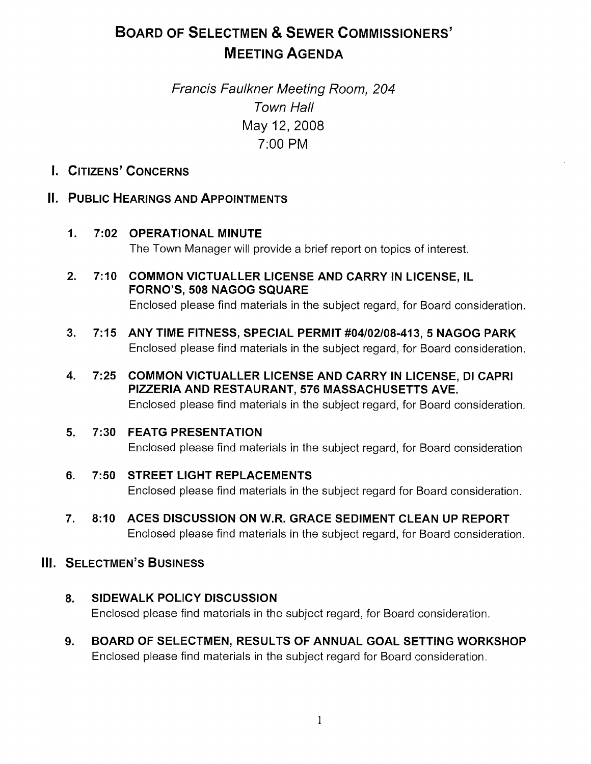# BOARD OF SELECTMEN & SEWER COMMISSIONERS' MEETING AGENDA

*Francis Faulkner Meeting Room, 204*
*Town Hall*
May 12, 2008
7:00 PM

## I. CITIZENS' CONCERNS

## II. PUBLIC HEARINGS AND APPOINTMENTS

1. **7:02 OPERATIONAL MINUTE**
   The Town Manager will provide a brief report on topics of interest.

2. **7:10 COMMON VICTUALLER LICENSE AND CARRY IN LICENSE, IL FORNO'S, 508 NAGOG SQUARE**
   Enclosed please find materials in the subject regard, for Board consideration.

3. **7:15 ANY TIME FITNESS, SPECIAL PERMIT #04/02/08-413, 5 NAGOG PARK**
   Enclosed please find materials in the subject regard, for Board consideration.

4. **7:25 COMMON VICTUALLER LICENSE AND CARRY IN LICENSE, DI CAPRI PIZZERIA AND RESTAURANT, 576 MASSACHUSETTS AVE.**
   Enclosed please find materials in the subject regard, for Board consideration.

5. **7:30 FEATG PRESENTATION**
   Enclosed please find materials in the subject regard, for Board consideration

6. **7:50 STREET LIGHT REPLACEMENTS**
   Enclosed please find materials in the subject regard for Board consideration.

7. **8:10 ACES DISCUSSION ON W.R. GRACE SEDIMENT CLEAN UP REPORT**
   Enclosed please find materials in the subject regard, for Board consideration.

## III. SELECTMEN'S BUSINESS

8. **SIDEWALK POLICY DISCUSSION**
   Enclosed please find materials in the subject regard, for Board consideration.

9. **BOARD OF SELECTMEN, RESULTS OF ANNUAL GOAL SETTING WORKSHOP**
   Enclosed please find materials in the subject regard for Board consideration.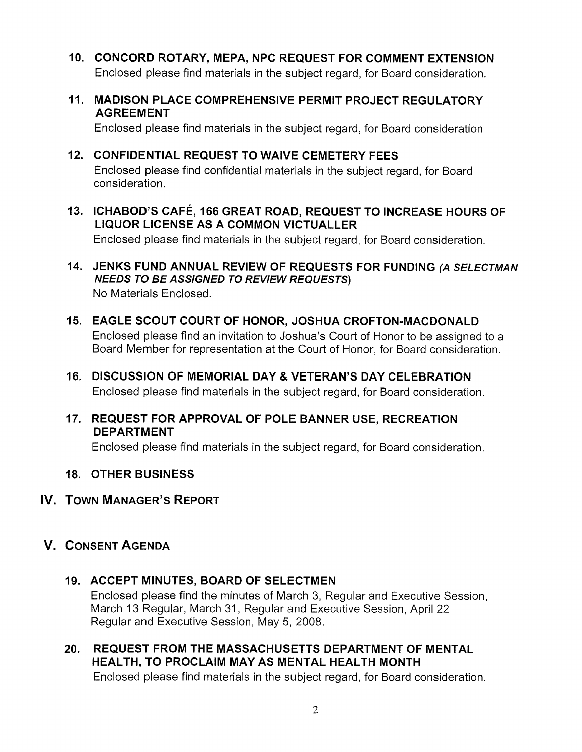**10. CONCORD ROTARY, MEPA, NPC REQUEST FOR COMMENT EXTENSION**

Enclosed please find materials in the subject regard, for Board consideration.

**11. MADISON PLACE COMPREHENSIVE PERMIT PROJECT REGULATORY AGREEMENT**

Enclosed please find materials in the subject regard, for Board consideration

**12. CONFIDENTIAL REQUEST TO WAIVE CEMETERY FEES**

Enclosed please find confidential materials in the subject regard, for Board consideration.

**13. ICHABOD'S CAFÉ, 166 GREAT ROAD, REQUEST TO INCREASE HOURS OF LIQUOR LICENSE AS A COMMON VICTUALLER**

Enclosed please find materials in the subject regard, for Board consideration.

**14. JENKS FUND ANNUAL REVIEW OF REQUESTS FOR FUNDING *(A SELECTMAN NEEDS TO BE ASSIGNED TO REVIEW REQUESTS)***

No Materials Enclosed.

**15. EAGLE SCOUT COURT OF HONOR, JOSHUA CROFTON-MACDONALD**

Enclosed please find an invitation to Joshua's Court of Honor to be assigned to a Board Member for representation at the Court of Honor, for Board consideration.

**16. DISCUSSION OF MEMORIAL DAY & VETERAN'S DAY CELEBRATION**

Enclosed please find materials in the subject regard, for Board consideration.

**17. REQUEST FOR APPROVAL OF POLE BANNER USE, RECREATION DEPARTMENT**

Enclosed please find materials in the subject regard, for Board consideration.

**18. OTHER BUSINESS**

## IV. TOWN MANAGER'S REPORT

## V. CONSENT AGENDA

**19. ACCEPT MINUTES, BOARD OF SELECTMEN**

Enclosed please find the minutes of March 3, Regular and Executive Session, March 13 Regular, March 31, Regular and Executive Session, April 22 Regular and Executive Session, May 5, 2008.

**20. REQUEST FROM THE MASSACHUSETTS DEPARTMENT OF MENTAL HEALTH, TO PROCLAIM MAY AS MENTAL HEALTH MONTH**

Enclosed please find materials in the subject regard, for Board consideration.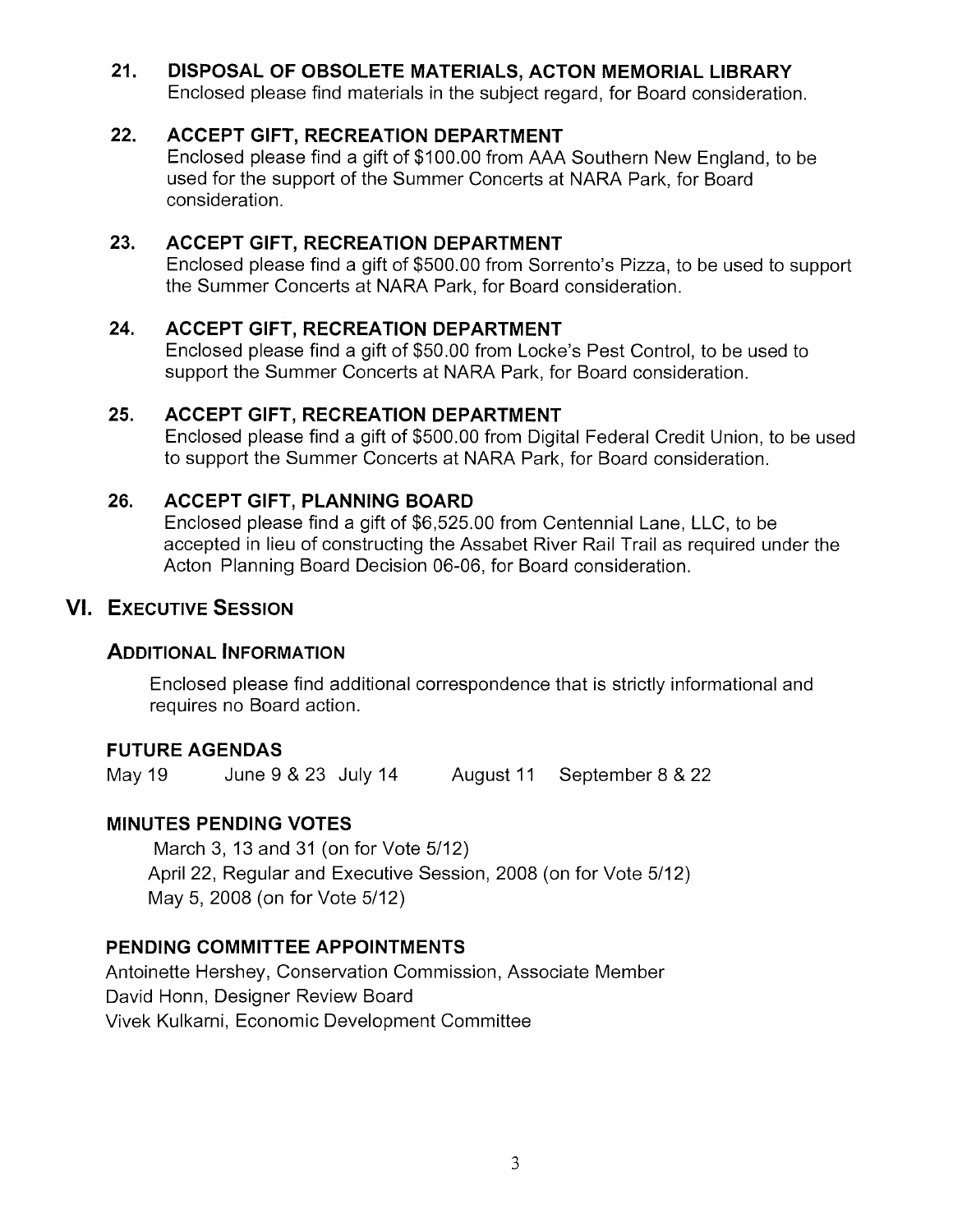### 21. DISPOSAL OF OBSOLETE MATERIALS, ACTON MEMORIAL LIBRARY

Enclosed please find materials in the subject regard, for Board consideration.

### 22. ACCEPT GIFT, RECREATION DEPARTMENT

Enclosed please find a gift of $100.00 from AAA Southern New England, to be used for the support of the Summer Concerts at NARA Park, for Board consideration.

### 23. ACCEPT GIFT, RECREATION DEPARTMENT

Enclosed please find a gift of $500.00 from Sorrento's Pizza, to be used to support the Summer Concerts at NARA Park, for Board consideration.

### 24. ACCEPT GIFT, RECREATION DEPARTMENT

Enclosed please find a gift of $50.00 from Locke's Pest Control, to be used to support the Summer Concerts at NARA Park, for Board consideration.

### 25. ACCEPT GIFT, RECREATION DEPARTMENT

Enclosed please find a gift of $500.00 from Digital Federal Credit Union, to be used to support the Summer Concerts at NARA Park, for Board consideration.

### 26. ACCEPT GIFT, PLANNING BOARD

Enclosed please find a gift of $6,525.00 from Centennial Lane, LLC, to be accepted in lieu of constructing the Assabet River Rail Trail as required under the Acton Planning Board Decision 06-06, for Board consideration.

## VI. EXECUTIVE SESSION

### ADDITIONAL INFORMATION

Enclosed please find additional correspondence that is strictly informational and requires no Board action.

### FUTURE AGENDAS

May 19 June 9 & 23 July 14 August 11 September 8 & 22

### MINUTES PENDING VOTES

March 3, 13 and 31 (on for Vote 5/12)
April 22, Regular and Executive Session, 2008 (on for Vote 5/12)
May 5, 2008 (on for Vote 5/12)

### PENDING COMMITTEE APPOINTMENTS

Antoinette Hershey, Conservation Commission, Associate Member
David Honn, Designer Review Board
Vivek Kulkarni, Economic Development Committee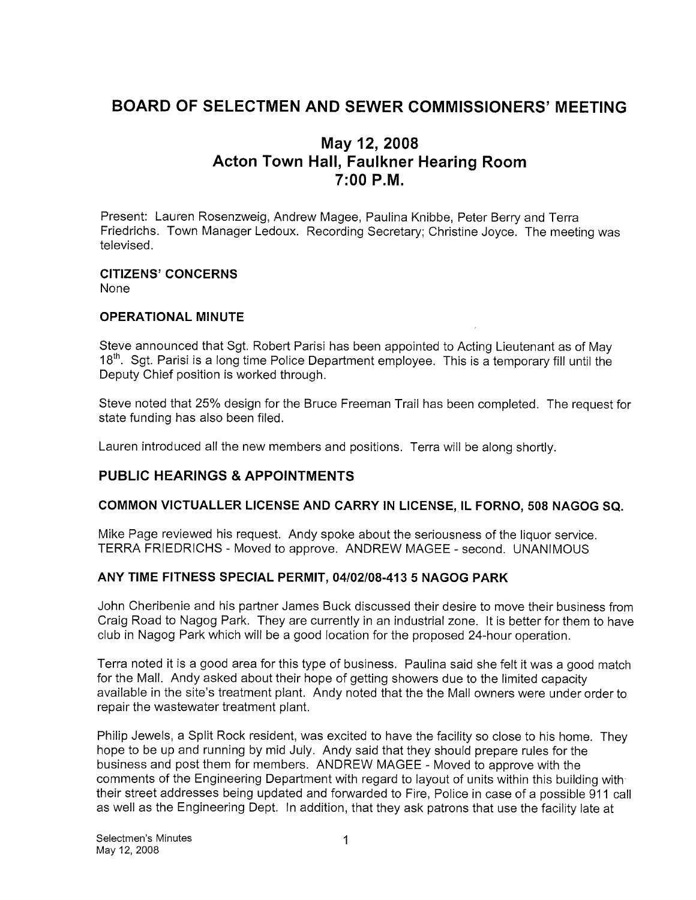# BOARD OF SELECTMEN AND SEWER COMMISSIONERS' MEETING

## May 12, 2008
## Acton Town Hall, Faulkner Hearing Room
## 7:00 P.M.

Present: Lauren Rosenzweig, Andrew Magee, Paulina Knibbe, Peter Berry and Terra Friedrichs. Town Manager Ledoux. Recording Secretary; Christine Joyce. The meeting was televised.

**CITIZENS' CONCERNS**
None

**OPERATIONAL MINUTE**

Steve announced that Sgt. Robert Parisi has been appointed to Acting Lieutenant as of May 18th. Sgt. Parisi is a long time Police Department employee. This is a temporary fill until the Deputy Chief position is worked through.

Steve noted that 25% design for the Bruce Freeman Trail has been completed. The request for state funding has also been filed.

Lauren introduced all the new members and positions. Terra will be along shortly.

## PUBLIC HEARINGS & APPOINTMENTS

**COMMON VICTUALLER LICENSE AND CARRY IN LICENSE, IL FORNO, 508 NAGOG SQ.**

Mike Page reviewed his request. Andy spoke about the seriousness of the liquor service. TERRA FRIEDRICHS - Moved to approve. ANDREW MAGEE - second. UNANIMOUS

**ANY TIME FITNESS SPECIAL PERMIT, 04/02/08-413 5 NAGOG PARK**

John Cheribenie and his partner James Buck discussed their desire to move their business from Craig Road to Nagog Park. They are currently in an industrial zone. It is better for them to have club in Nagog Park which will be a good location for the proposed 24-hour operation.

Terra noted it is a good area for this type of business. Paulina said she felt it was a good match for the Mall. Andy asked about their hope of getting showers due to the limited capacity available in the site's treatment plant. Andy noted that the the Mall owners were under order to repair the wastewater treatment plant.

Philip Jewels, a Split Rock resident, was excited to have the facility so close to his home. They hope to be up and running by mid July. Andy said that they should prepare rules for the business and post them for members. ANDREW MAGEE - Moved to approve with the comments of the Engineering Department with regard to layout of units within this building with their street addresses being updated and forwarded to Fire, Police in case of a possible 911 call as well as the Engineering Dept. In addition, that they ask patrons that use the facility late at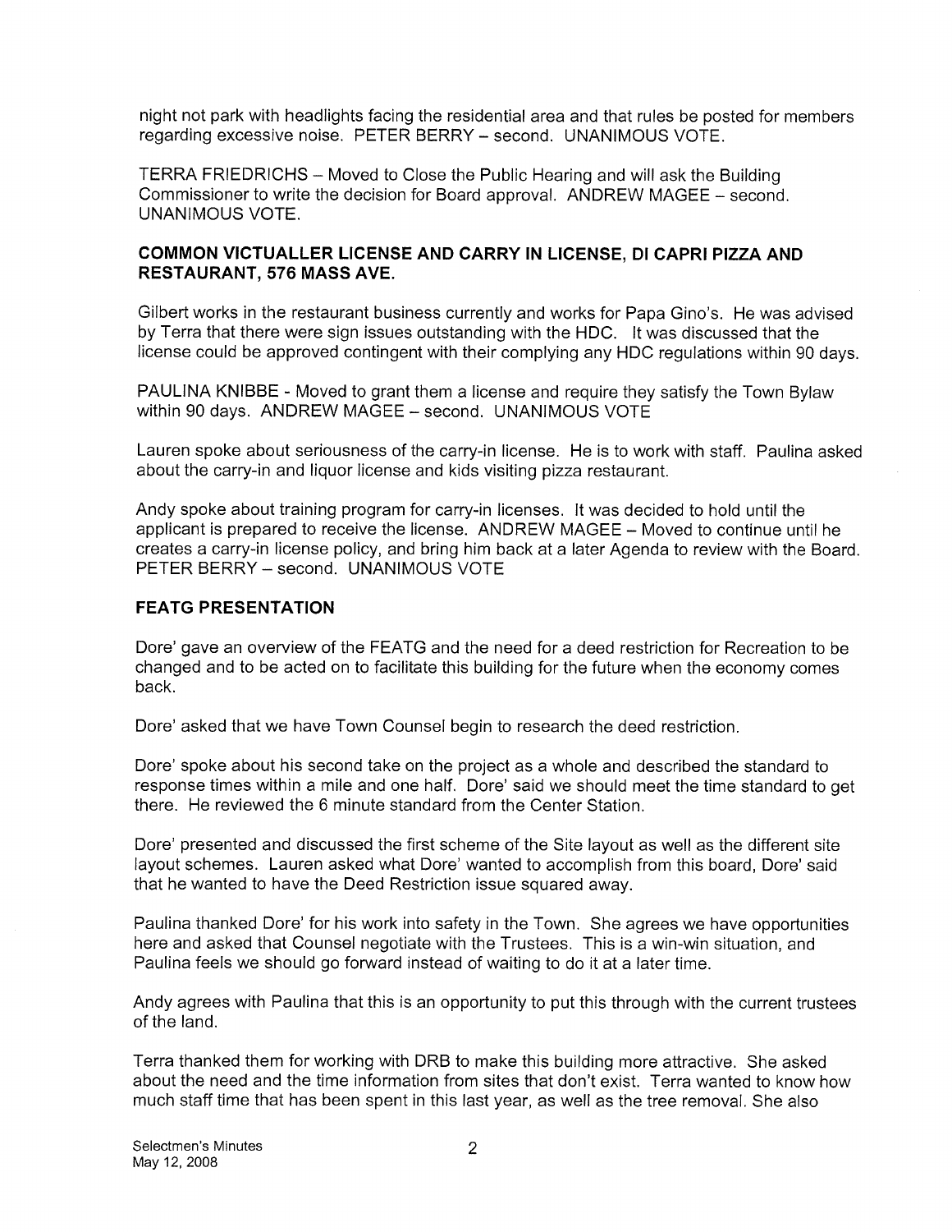night not park with headlights facing the residential area and that rules be posted for members regarding excessive noise. PETER BERRY – second. UNANIMOUS VOTE.

TERRA FRIEDRICHS – Moved to Close the Public Hearing and will ask the Building Commissioner to write the decision for Board approval. ANDREW MAGEE – second. UNANIMOUS VOTE.

**COMMON VICTUALLER LICENSE AND CARRY IN LICENSE, DI CAPRI PIZZA AND RESTAURANT, 576 MASS AVE.**

Gilbert works in the restaurant business currently and works for Papa Gino's. He was advised by Terra that there were sign issues outstanding with the HDC. It was discussed that the license could be approved contingent with their complying any HDC regulations within 90 days.

PAULINA KNIBBE - Moved to grant them a license and require they satisfy the Town Bylaw within 90 days. ANDREW MAGEE – second. UNANIMOUS VOTE

Lauren spoke about seriousness of the carry-in license. He is to work with staff. Paulina asked about the carry-in and liquor license and kids visiting pizza restaurant.

Andy spoke about training program for carry-in licenses. It was decided to hold until the applicant is prepared to receive the license. ANDREW MAGEE – Moved to continue until he creates a carry-in license policy, and bring him back at a later Agenda to review with the Board. PETER BERRY – second. UNANIMOUS VOTE

**FEATG PRESENTATION**

Dore' gave an overview of the FEATG and the need for a deed restriction for Recreation to be changed and to be acted on to facilitate this building for the future when the economy comes back.

Dore' asked that we have Town Counsel begin to research the deed restriction.

Dore' spoke about his second take on the project as a whole and described the standard to response times within a mile and one half. Dore' said we should meet the time standard to get there. He reviewed the 6 minute standard from the Center Station.

Dore' presented and discussed the first scheme of the Site layout as well as the different site layout schemes. Lauren asked what Dore' wanted to accomplish from this board, Dore' said that he wanted to have the Deed Restriction issue squared away.

Paulina thanked Dore' for his work into safety in the Town. She agrees we have opportunities here and asked that Counsel negotiate with the Trustees. This is a win-win situation, and Paulina feels we should go forward instead of waiting to do it at a later time.

Andy agrees with Paulina that this is an opportunity to put this through with the current trustees of the land.

Terra thanked them for working with DRB to make this building more attractive. She asked about the need and the time information from sites that don't exist. Terra wanted to know how much staff time that has been spent in this last year, as well as the tree removal. She also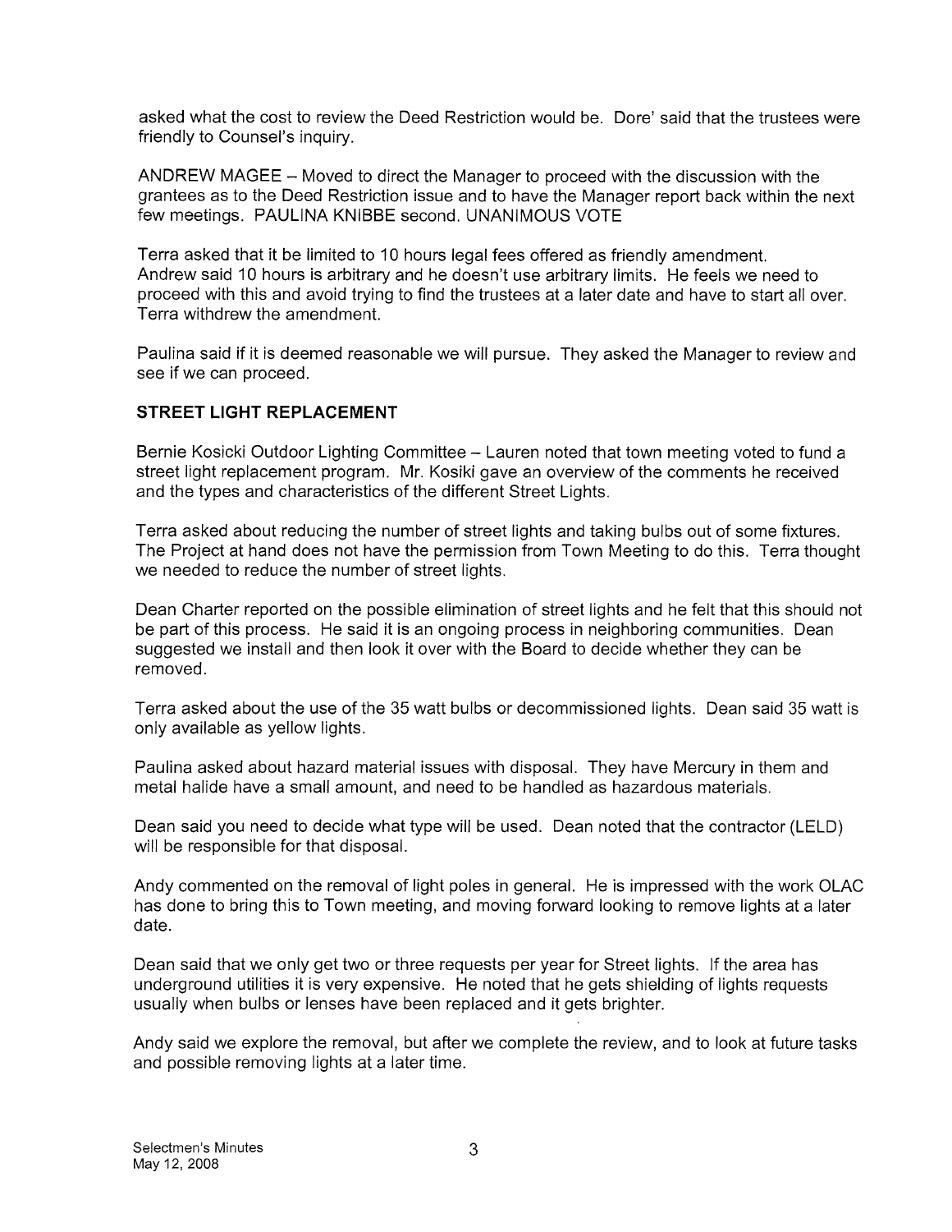asked what the cost to review the Deed Restriction would be. Dore' said that the trustees were friendly to Counsel's inquiry.

ANDREW MAGEE – Moved to direct the Manager to proceed with the discussion with the grantees as to the Deed Restriction issue and to have the Manager report back within the next few meetings. PAULINA KNIBBE second. UNANIMOUS VOTE

Terra asked that it be limited to 10 hours legal fees offered as friendly amendment. Andrew said 10 hours is arbitrary and he doesn't use arbitrary limits. He feels we need to proceed with this and avoid trying to find the trustees at a later date and have to start all over. Terra withdrew the amendment.

Paulina said if it is deemed reasonable we will pursue. They asked the Manager to review and see if we can proceed.

**STREET LIGHT REPLACEMENT**

Bernie Kosicki Outdoor Lighting Committee – Lauren noted that town meeting voted to fund a street light replacement program. Mr. Kosiki gave an overview of the comments he received and the types and characteristics of the different Street Lights.

Terra asked about reducing the number of street lights and taking bulbs out of some fixtures. The Project at hand does not have the permission from Town Meeting to do this. Terra thought we needed to reduce the number of street lights.

Dean Charter reported on the possible elimination of street lights and he felt that this should not be part of this process. He said it is an ongoing process in neighboring communities. Dean suggested we install and then look it over with the Board to decide whether they can be removed.

Terra asked about the use of the 35 watt bulbs or decommissioned lights. Dean said 35 watt is only available as yellow lights.

Paulina asked about hazard material issues with disposal. They have Mercury in them and metal halide have a small amount, and need to be handled as hazardous materials.

Dean said you need to decide what type will be used. Dean noted that the contractor (LELD) will be responsible for that disposal.

Andy commented on the removal of light poles in general. He is impressed with the work OLAC has done to bring this to Town meeting, and moving forward looking to remove lights at a later date.

Dean said that we only get two or three requests per year for Street lights. If the area has underground utilities it is very expensive. He noted that he gets shielding of lights requests usually when bulbs or lenses have been replaced and it gets brighter.

Andy said we explore the removal, but after we complete the review, and to look at future tasks and possible removing lights at a later time.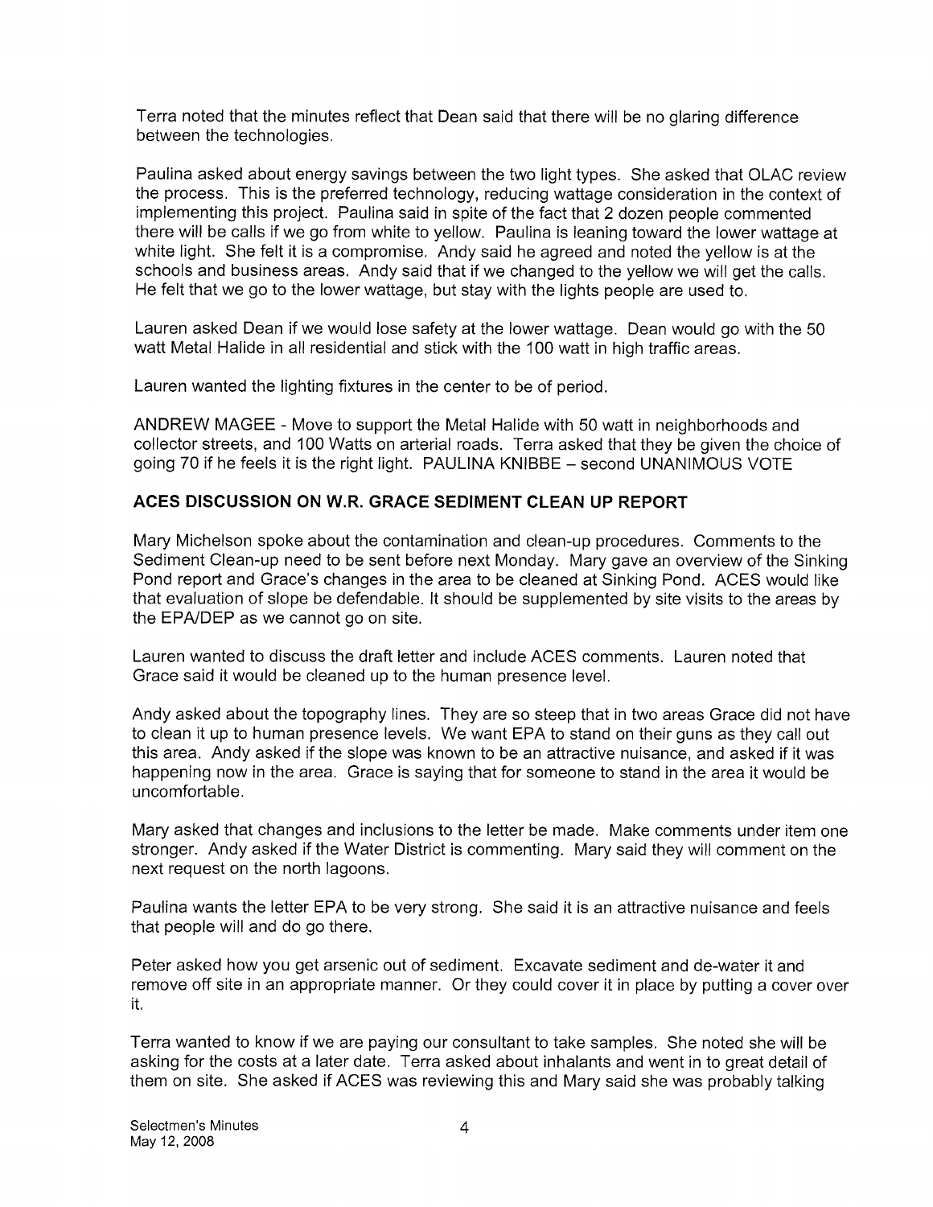Terra noted that the minutes reflect that Dean said that there will be no glaring difference between the technologies.

Paulina asked about energy savings between the two light types. She asked that OLAC review the process. This is the preferred technology, reducing wattage consideration in the context of implementing this project. Paulina said in spite of the fact that 2 dozen people commented there will be calls if we go from white to yellow. Paulina is leaning toward the lower wattage at white light. She felt it is a compromise. Andy said he agreed and noted the yellow is at the schools and business areas. Andy said that if we changed to the yellow we will get the calls. He felt that we go to the lower wattage, but stay with the lights people are used to.

Lauren asked Dean if we would lose safety at the lower wattage. Dean would go with the 50 watt Metal Halide in all residential and stick with the 100 watt in high traffic areas.

Lauren wanted the lighting fixtures in the center to be of period.

ANDREW MAGEE - Move to support the Metal Halide with 50 watt in neighborhoods and collector streets, and 100 Watts on arterial roads. Terra asked that they be given the choice of going 70 if he feels it is the right light. PAULINA KNIBBE – second UNANIMOUS VOTE

## ACES DISCUSSION ON W.R. GRACE SEDIMENT CLEAN UP REPORT

Mary Michelson spoke about the contamination and clean-up procedures. Comments to the Sediment Clean-up need to be sent before next Monday. Mary gave an overview of the Sinking Pond report and Grace's changes in the area to be cleaned at Sinking Pond. ACES would like that evaluation of slope be defendable. It should be supplemented by site visits to the areas by the EPA/DEP as we cannot go on site.

Lauren wanted to discuss the draft letter and include ACES comments. Lauren noted that Grace said it would be cleaned up to the human presence level.

Andy asked about the topography lines. They are so steep that in two areas Grace did not have to clean it up to human presence levels. We want EPA to stand on their guns as they call out this area. Andy asked if the slope was known to be an attractive nuisance, and asked if it was happening now in the area. Grace is saying that for someone to stand in the area it would be uncomfortable.

Mary asked that changes and inclusions to the letter be made. Make comments under item one stronger. Andy asked if the Water District is commenting. Mary said they will comment on the next request on the north lagoons.

Paulina wants the letter EPA to be very strong. She said it is an attractive nuisance and feels that people will and do go there.

Peter asked how you get arsenic out of sediment. Excavate sediment and de-water it and remove off site in an appropriate manner. Or they could cover it in place by putting a cover over it.

Terra wanted to know if we are paying our consultant to take samples. She noted she will be asking for the costs at a later date. Terra asked about inhalants and went in to great detail of them on site. She asked if ACES was reviewing this and Mary said she was probably talking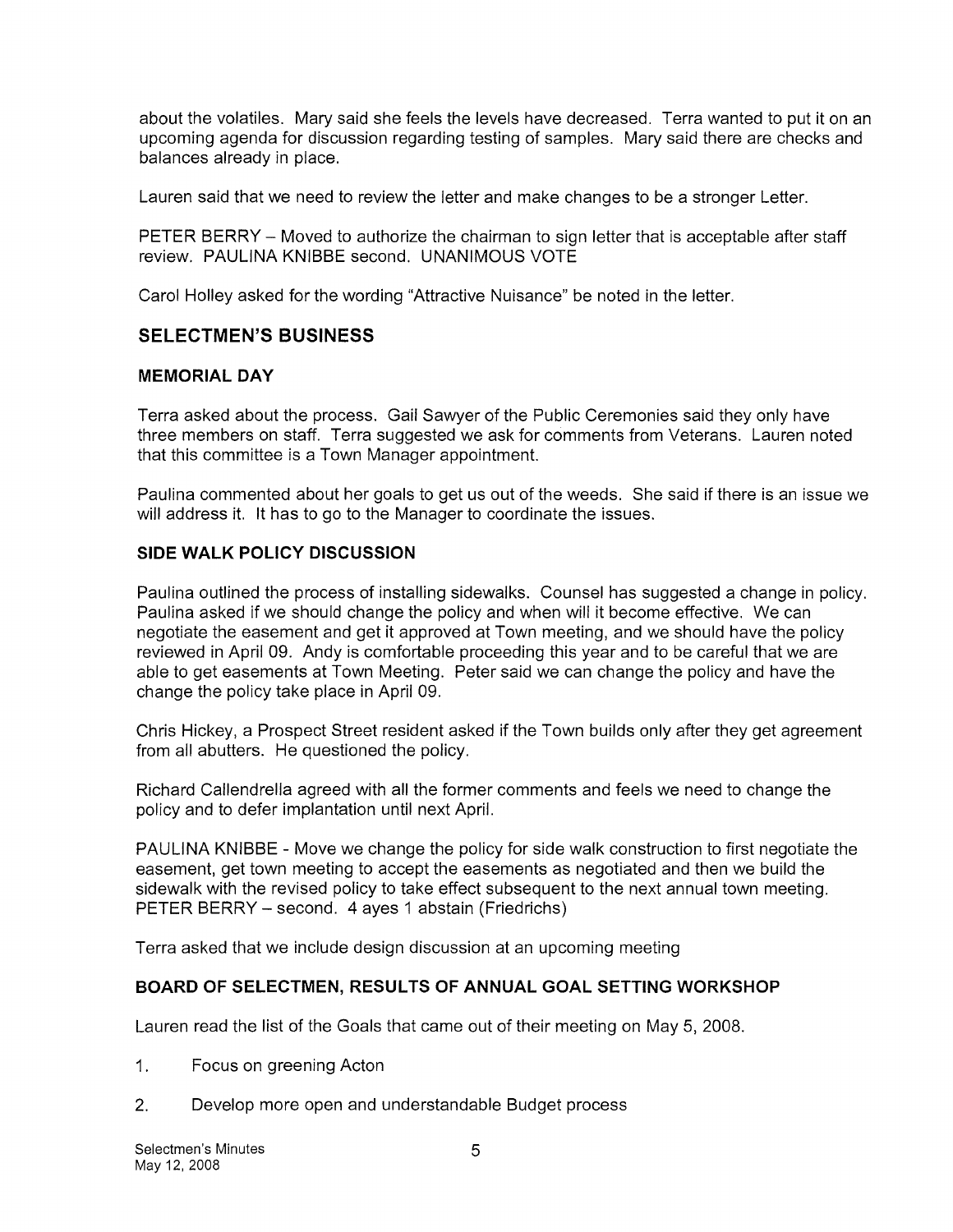about the volatiles. Mary said she feels the levels have decreased. Terra wanted to put it on an upcoming agenda for discussion regarding testing of samples. Mary said there are checks and balances already in place.

Lauren said that we need to review the letter and make changes to be a stronger Letter.

PETER BERRY – Moved to authorize the chairman to sign letter that is acceptable after staff review. PAULINA KNIBBE second. UNANIMOUS VOTE

Carol Holley asked for the wording "Attractive Nuisance" be noted in the letter.

## SELECTMEN'S BUSINESS

### MEMORIAL DAY

Terra asked about the process. Gail Sawyer of the Public Ceremonies said they only have three members on staff. Terra suggested we ask for comments from Veterans. Lauren noted that this committee is a Town Manager appointment.

Paulina commented about her goals to get us out of the weeds. She said if there is an issue we will address it. It has to go to the Manager to coordinate the issues.

### SIDE WALK POLICY DISCUSSION

Paulina outlined the process of installing sidewalks. Counsel has suggested a change in policy. Paulina asked if we should change the policy and when will it become effective. We can negotiate the easement and get it approved at Town meeting, and we should have the policy reviewed in April 09. Andy is comfortable proceeding this year and to be careful that we are able to get easements at Town Meeting. Peter said we can change the policy and have the change the policy take place in April 09.

Chris Hickey, a Prospect Street resident asked if the Town builds only after they get agreement from all abutters. He questioned the policy.

Richard Callendrella agreed with all the former comments and feels we need to change the policy and to defer implantation until next April.

PAULINA KNIBBE - Move we change the policy for side walk construction to first negotiate the easement, get town meeting to accept the easements as negotiated and then we build the sidewalk with the revised policy to take effect subsequent to the next annual town meeting. PETER BERRY – second. 4 ayes 1 abstain (Friedrichs)

Terra asked that we include design discussion at an upcoming meeting

### BOARD OF SELECTMEN, RESULTS OF ANNUAL GOAL SETTING WORKSHOP

Lauren read the list of the Goals that came out of their meeting on May 5, 2008.

1. Focus on greening Acton
2. Develop more open and understandable Budget process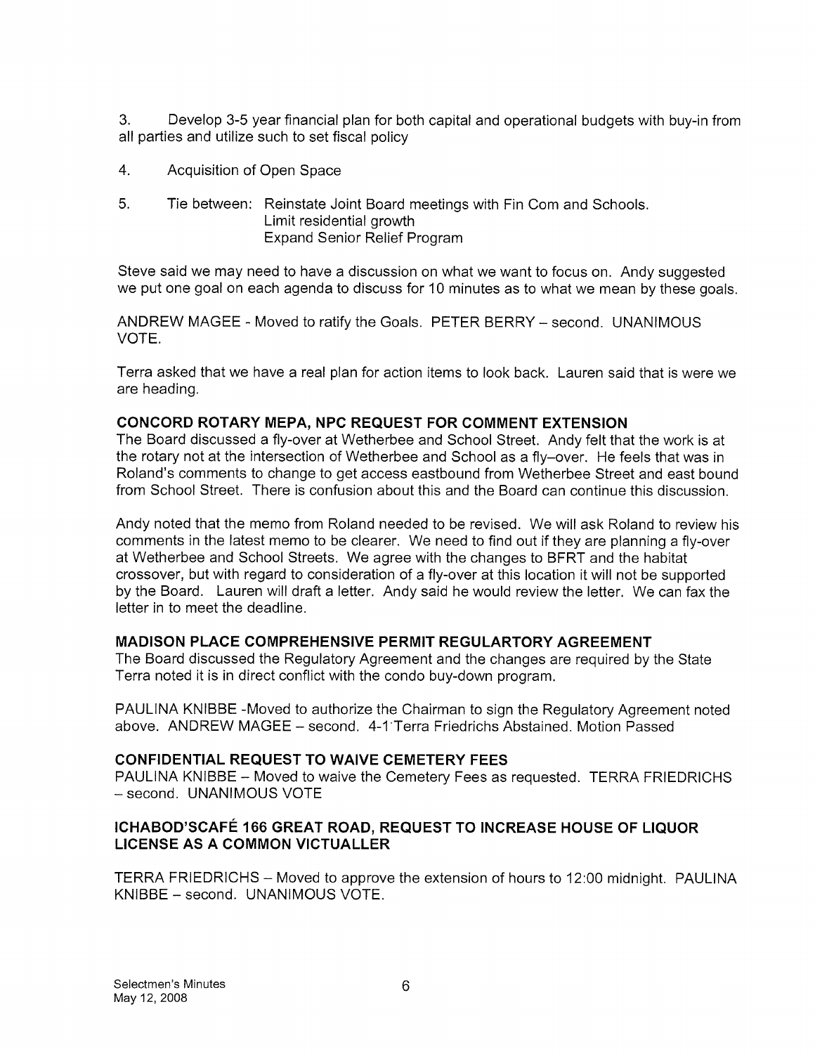3. Develop 3-5 year financial plan for both capital and operational budgets with buy-in from all parties and utilize such to set fiscal policy

4. Acquisition of Open Space

5. Tie between: Reinstate Joint Board meetings with Fin Com and Schools.
   Limit residential growth
   Expand Senior Relief Program

Steve said we may need to have a discussion on what we want to focus on. Andy suggested we put one goal on each agenda to discuss for 10 minutes as to what we mean by these goals.

ANDREW MAGEE - Moved to ratify the Goals. PETER BERRY – second. UNANIMOUS VOTE.

Terra asked that we have a real plan for action items to look back. Lauren said that is were we are heading.

### CONCORD ROTARY MEPA, NPC REQUEST FOR COMMENT EXTENSION

The Board discussed a fly-over at Wetherbee and School Street. Andy felt that the work is at the rotary not at the intersection of Wetherbee and School as a fly–over. He feels that was in Roland's comments to change to get access eastbound from Wetherbee Street and east bound from School Street. There is confusion about this and the Board can continue this discussion.

Andy noted that the memo from Roland needed to be revised. We will ask Roland to review his comments in the latest memo to be clearer. We need to find out if they are planning a fly-over at Wetherbee and School Streets. We agree with the changes to BFRT and the habitat crossover, but with regard to consideration of a fly-over at this location it will not be supported by the Board. Lauren will draft a letter. Andy said he would review the letter. We can fax the letter in to meet the deadline.

### MADISON PLACE COMPREHENSIVE PERMIT REGULARTORY AGREEMENT

The Board discussed the Regulatory Agreement and the changes are required by the State Terra noted it is in direct conflict with the condo buy-down program.

PAULINA KNIBBE -Moved to authorize the Chairman to sign the Regulatory Agreement noted above. ANDREW MAGEE – second. 4-1 Terra Friedrichs Abstained. Motion Passed

### CONFIDENTIAL REQUEST TO WAIVE CEMETERY FEES

PAULINA KNIBBE – Moved to waive the Cemetery Fees as requested. TERRA FRIEDRICHS – second. UNANIMOUS VOTE

### ICHABOD'SCAFÉ 166 GREAT ROAD, REQUEST TO INCREASE HOUSE OF LIQUOR LICENSE AS A COMMON VICTUALLER

TERRA FRIEDRICHS – Moved to approve the extension of hours to 12:00 midnight. PAULINA KNIBBE – second. UNANIMOUS VOTE.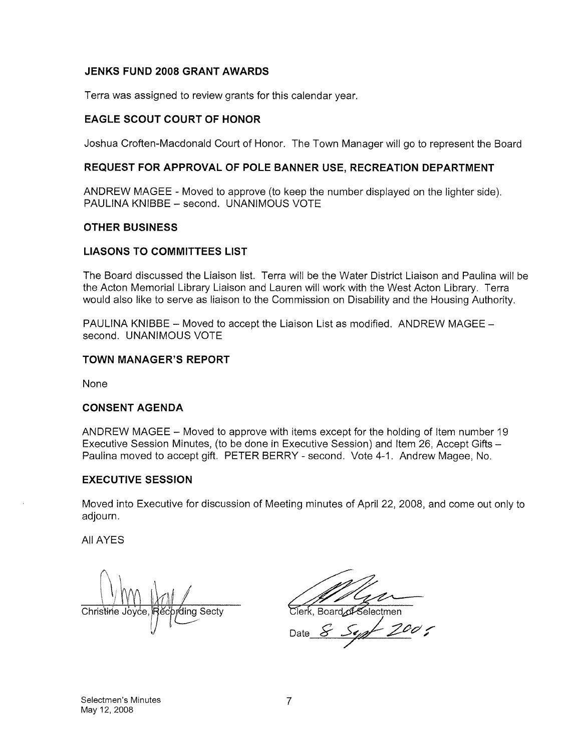## JENKS FUND 2008 GRANT AWARDS

Terra was assigned to review grants for this calendar year.

## EAGLE SCOUT COURT OF HONOR

Joshua Croften-Macdonald Court of Honor. The Town Manager will go to represent the Board

## REQUEST FOR APPROVAL OF POLE BANNER USE, RECREATION DEPARTMENT

ANDREW MAGEE - Moved to approve (to keep the number displayed on the lighter side). PAULINA KNIBBE – second. UNANIMOUS VOTE

## OTHER BUSINESS

## LIASONS TO COMMITTEES LIST

The Board discussed the Liaison list. Terra will be the Water District Liaison and Paulina will be the Acton Memorial Library Liaison and Lauren will work with the West Acton Library. Terra would also like to serve as liaison to the Commission on Disability and the Housing Authority.

PAULINA KNIBBE – Moved to accept the Liaison List as modified. ANDREW MAGEE – second. UNANIMOUS VOTE

## TOWN MANAGER'S REPORT

None

## CONSENT AGENDA

ANDREW MAGEE – Moved to approve with items except for the holding of Item number 19 Executive Session Minutes, (to be done in Executive Session) and Item 26, Accept Gifts – Paulina moved to accept gift. PETER BERRY - second. Vote 4-1. Andrew Magee, No.

## EXECUTIVE SESSION

Moved into Executive for discussion of Meeting minutes of April 22, 2008, and come out only to adjourn.

All AYES

Christine Joyce, Recording Secty

Clerk, Board of Selectmen

Date 8 Sept 2008

Selectmen's Minutes
May 12, 2008